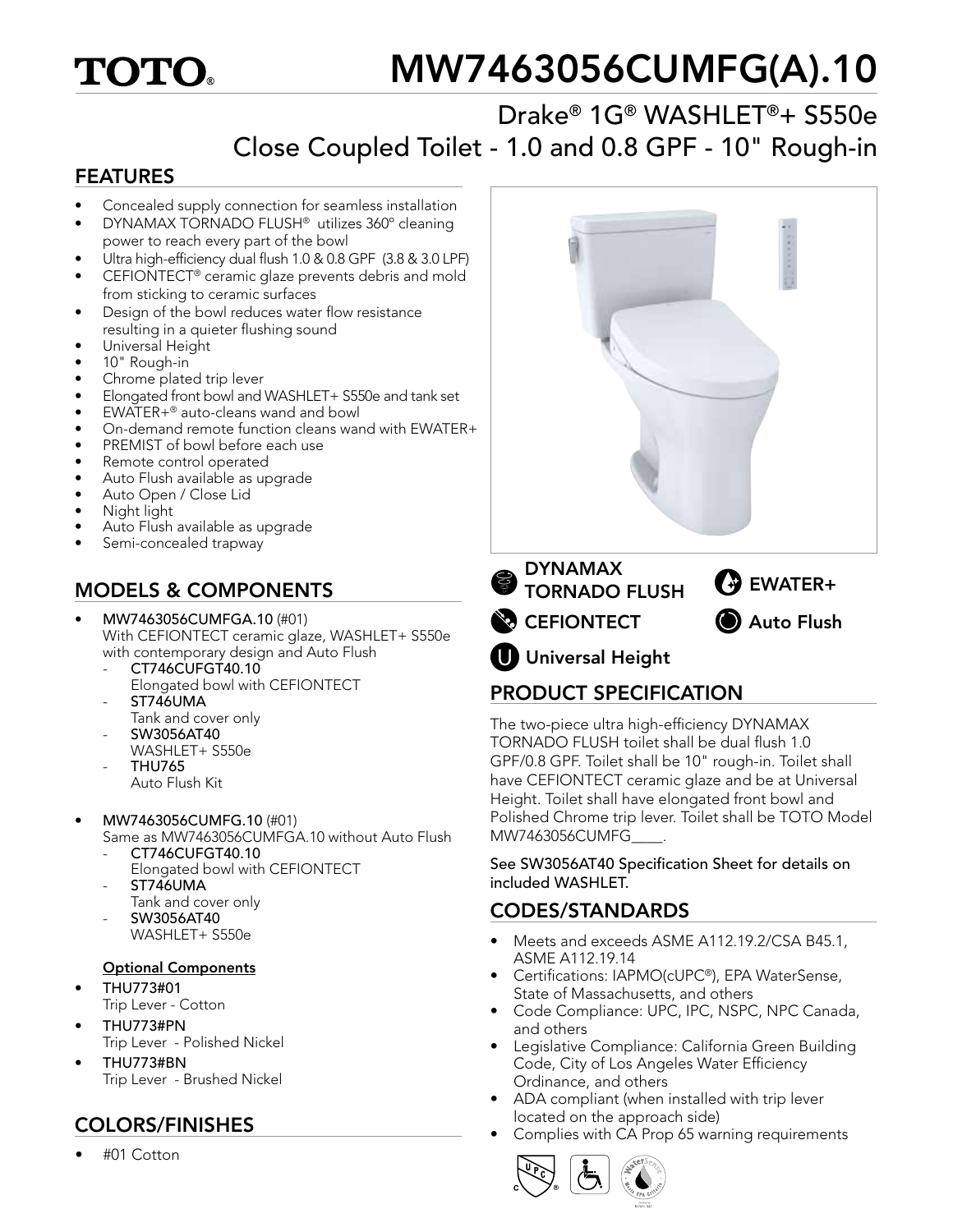# TOTO®

# MW7463056CUMFG(A).10

## Drake® 1G® WASHLET®+ S550e Close Coupled Toilet - 1.0 and 0.8 GPF - 10" Rough-in

## FEATURES

- Concealed supply connection for seamless installation
- DYNAMAX TORNADO FLUSH® utilizes 360º cleaning power to reach every part of the bowl
- Ultra high-efficiency dual flush 1.0 & 0.8 GPF (3.8 & 3.0 LPF)
- CEFIONTECT® ceramic glaze prevents debris and mold from sticking to ceramic surfaces
- Design of the bowl reduces water flow resistance resulting in a quieter flushing sound
- Universal Height
- 10" Rough-in
- Chrome plated trip lever
- Elongated front bowl and WASHLET+ S550e and tank set
- EWATER+® auto-cleans wand and bowl
- On-demand remote function cleans wand with EWATER+
- PREMIST of bowl before each use
- Remote control operated
- Auto Flush available as upgrade
- Auto Open / Close Lid
- Night light
- Auto Flush available as upgrade
- Semi-concealed trapway

DYNAMAX TORNADO FLUSH

EWATER+

CEFIONTECT

Auto Flush

Universal Height

## MODELS & COMPONENTS

- **MW7463056CUMFGA.10** (#01)
  With CEFIONTECT ceramic glaze, WASHLET+ S550e with contemporary design and Auto Flush
  - **CT746CUFGT40.10**
    Elongated bowl with CEFIONTECT
  - **ST746UMA**
    Tank and cover only
  - **SW3056AT40**
    WASHLET+ S550e
  - **THU765**
    Auto Flush Kit
- **MW7463056CUMFG.10** (#01)
  Same as MW7463056CUMFGA.10 without Auto Flush
  - **CT746CUFGT40.10**
    Elongated bowl with CEFIONTECT
  - **ST746UMA**
    Tank and cover only
  - **SW3056AT40**
    WASHLET+ S550e

**Optional Components**

- **THU773#01**
  Trip Lever - Cotton
- **THU773#PN**
  Trip Lever - Polished Nickel
- **THU773#BN**
  Trip Lever - Brushed Nickel

## COLORS/FINISHES

- #01 Cotton

## PRODUCT SPECIFICATION

The two-piece ultra high-efficiency DYNAMAX TORNADO FLUSH toilet shall be dual flush 1.0 GPF/0.8 GPF. Toilet shall be 10" rough-in. Toilet shall have CEFIONTECT ceramic glaze and be at Universal Height. Toilet shall have elongated front bowl and Polished Chrome trip lever. Toilet shall be TOTO Model MW7463056CUMFG____.

See SW3056AT40 Specification Sheet for details on included WASHLET.

## CODES/STANDARDS

- Meets and exceeds ASME A112.19.2/CSA B45.1, ASME A112.19.14
- Certifications: IAPMO(cUPC®), EPA WaterSense, State of Massachusetts, and others
- Code Compliance: UPC, IPC, NSPC, NPC Canada, and others
- Legislative Compliance: California Green Building Code, City of Los Angeles Water Efficiency Ordinance, and others
- ADA compliant (when installed with trip lever located on the approach side)
- Complies with CA Prop 65 warning requirements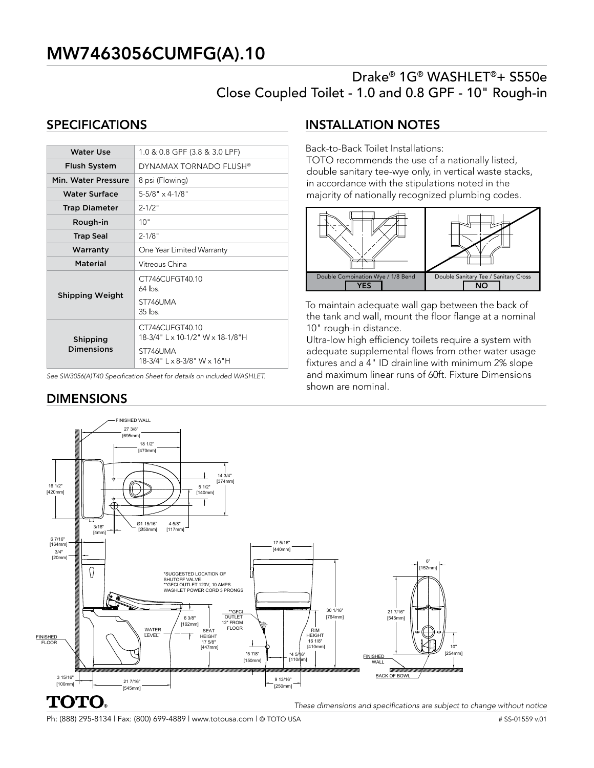# MW7463056CUMFG(A).10

## Drake® 1G® WASHLET®+ S550e
## Close Coupled Toilet - 1.0 and 0.8 GPF - 10" Rough-in

## SPECIFICATIONS

| | |
|---|---|
| Water Use | 1.0 & 0.8 GPF (3.8 & 3.0 LPF) |
| Flush System | DYNAMAX TORNADO FLUSH® |
| Min. Water Pressure | 8 psi (Flowing) |
| Water Surface | 5-5/8" x 4-1/8" |
| Trap Diameter | 2-1/2" |
| Rough-in | 10" |
| Trap Seal | 2-1/8" |
| Warranty | One Year Limited Warranty |
| Material | Vitreous China |
| Shipping Weight | CT746CUFGT40.10 64 lbs. ST746UMA 35 lbs. |
| Shipping Dimensions | CT746CUFGT40.10 18-3/4" L x 10-1/2" W x 18-1/8"H ST746UMA 18-3/4" L x 8-3/8" W x 16"H |

*See SW3056(A)T40 Specification Sheet for details on included WASHLET.*

## INSTALLATION NOTES

Back-to-Back Toilet Installations:
TOTO recommends the use of a nationally listed, double sanitary tee-wye only, in vertical waste stacks, in accordance with the stipulations noted in the majority of nationally recognized plumbing codes.

Double Combination Wye / 1/8 Bend
YES

Double Sanitary Tee / Sanitary Cross
NO

To maintain adequate wall gap between the back of the tank and wall, mount the floor flange at a nominal 10" rough-in distance.
Ultra-low high efficiency toilets require a system with adequate supplemental flows from other water usage fixtures and a 4" ID drainline with minimum 2% slope and maximum linear runs of 60ft. Fixture Dimensions shown are nominal.

## DIMENSIONS

FINISHED WALL
27 3/8" [695mm]
18 1/2" [470mm]
14 3/4" [374mm]
16 1/2" [420mm]
5 1/2" [140mm]
3/16" [4mm]
Ø1 15/16" [Ø50mm]
4 5/8" [117mm]
6 7/16" [164mm]
3/4" [20mm]
17 5/16" [440mm]
6" [152mm]
*SUGGESTED LOCATION OF SHUTOFF VALVE
**GFCI OUTLET 120V, 10 AMPS. WASHLET POWER CORD 3 PRONGS
6 3/8" [162mm]
WATER LEVEL
SEAT HEIGHT 17 5/8" [447mm]
**GFCI OUTLET 12" FROM FLOOR
30 1/16" [764mm]
RIM HEIGHT 16 1/8" [410mm]
21 7/16" [545mm]
*5 7/8" [150mm]
*4 5/16" [110mm]
10" [254mm]
FINISHED FLOOR
FINISHED WALL
BACK OF BOWL
3 15/16" [100mm]
21 7/16" [545mm]
9 13/16" [250mm]

*These dimensions and specifications are subject to change without notice*

TOTO®

Ph: (888) 295-8134 | Fax: (800) 699-4889 | www.totousa.com | © TOTO USA

# SS-01559 v.01